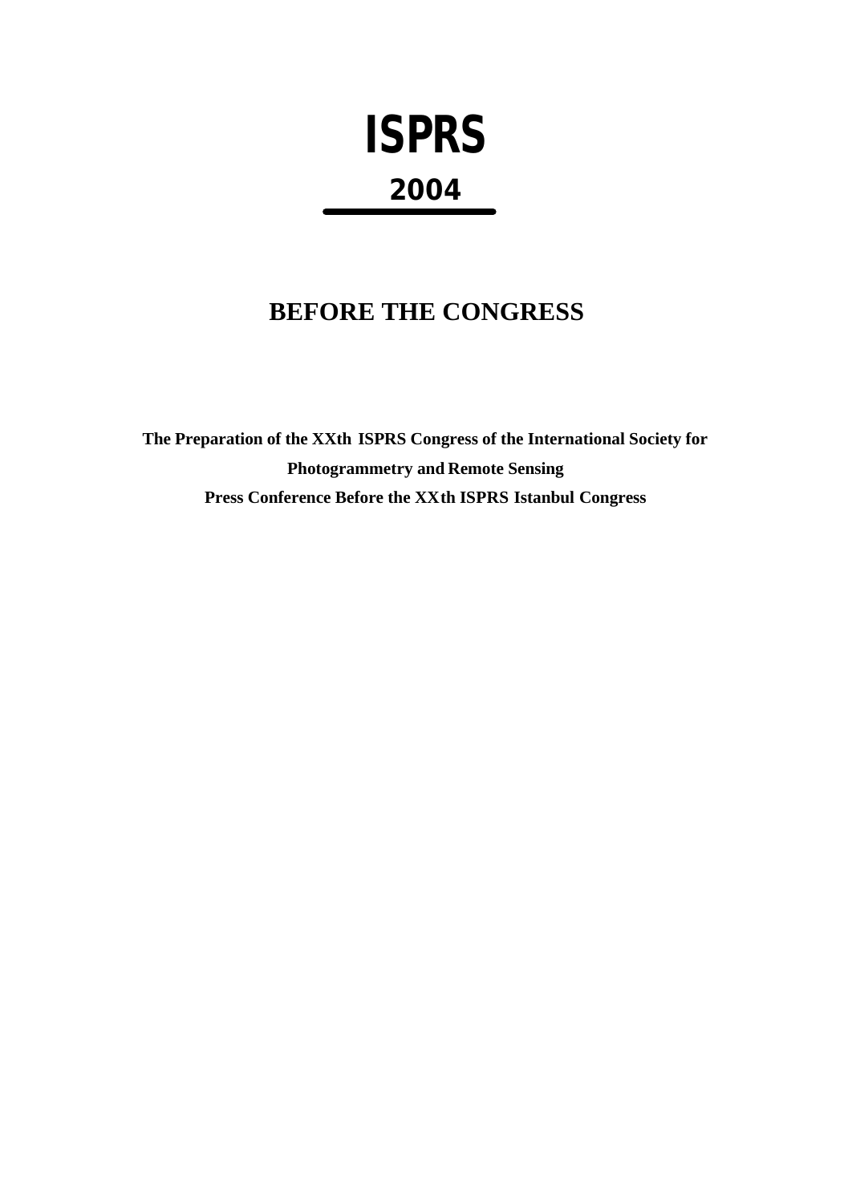# ISPRS

## 2004

## BEFORE THE CONGRESS

**The Preparation of the XXth ISPRS Congress of the International Society for Photogrammetry and Remote Sensing**

**Press Conference Before the XXth ISPRS Istanbul Congress**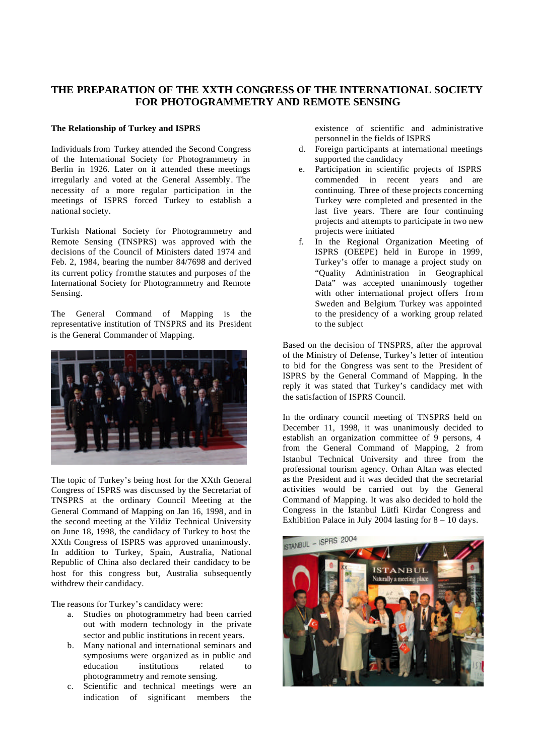# THE PREPARATION OF THE XXTH CONGRESS OF THE INTERNATIONAL SOCIETY FOR PHOTOGRAMMETRY AND REMOTE SENSING

**The Relationship of Turkey and ISPRS**

Individuals from Turkey attended the Second Congress of the International Society for Photogrammetry in Berlin in 1926. Later on it attended these meetings irregularly and voted at the General Assembly. The necessity of a more regular participation in the meetings of ISPRS forced Turkey to establish a national society.

Turkish National Society for Photogrammetry and Remote Sensing (TNSPRS) was approved with the decisions of the Council of Ministers dated 1974 and Feb. 2, 1984, bearing the number 84/7698 and derived its current policy from the statutes and purposes of the International Society for Photogrammetry and Remote Sensing.

The General Command of Mapping is the representative institution of TNSPRS and its President is the General Commander of Mapping.

The topic of Turkey's being host for the XXth General Congress of ISPRS was discussed by the Secretariat of TNSPRS at the ordinary Council Meeting at the General Command of Mapping on Jan 16, 1998, and in the second meeting at the Yildiz Technical University on June 18, 1998, the candidacy of Turkey to host the XXth Congress of ISPRS was approved unanimously. In addition to Turkey, Spain, Australia, National Republic of China also declared their candidacy to be host for this congress but, Australia subsequently withdrew their candidacy.

The reasons for Turkey's candidacy were:

a. Studies on photogrammetry had been carried out with modern technology in the private sector and public institutions in recent years.
b. Many national and international seminars and symposiums were organized as in public and education institutions related to photogrammetry and remote sensing.
c. Scientific and technical meetings were an indication of significant members the existence of scientific and administrative personnel in the fields of ISPRS
d. Foreign participants at international meetings supported the candidacy
e. Participation in scientific projects of ISPRS commended in recent years and are continuing. Three of these projects concerning Turkey were completed and presented in the last five years. There are four continuing projects and attempts to participate in two new projects were initiated
f. In the Regional Organization Meeting of ISPRS (OEEPE) held in Europe in 1999, Turkey's offer to manage a project study on "Quality Administration in Geographical Data" was accepted unanimously together with other international project offers from Sweden and Belgium. Turkey was appointed to the presidency of a working group related to the subject

Based on the decision of TNSPRS, after the approval of the Ministry of Defense, Turkey's letter of intention to bid for the Congress was sent to the President of ISPRS by the General Command of Mapping. In the reply it was stated that Turkey's candidacy met with the satisfaction of ISPRS Council.

In the ordinary council meeting of TNSPRS held on December 11, 1998, it was unanimously decided to establish an organization committee of 9 persons, 4 from the General Command of Mapping, 2 from Istanbul Technical University and three from the professional tourism agency. Orhan Altan was elected as the President and it was decided that the secretarial activities would be carried out by the General Command of Mapping. It was also decided to hold the Congress in the Istanbul Lütfi Kirdar Congress and Exhibition Palace in July 2004 lasting for 8 – 10 days.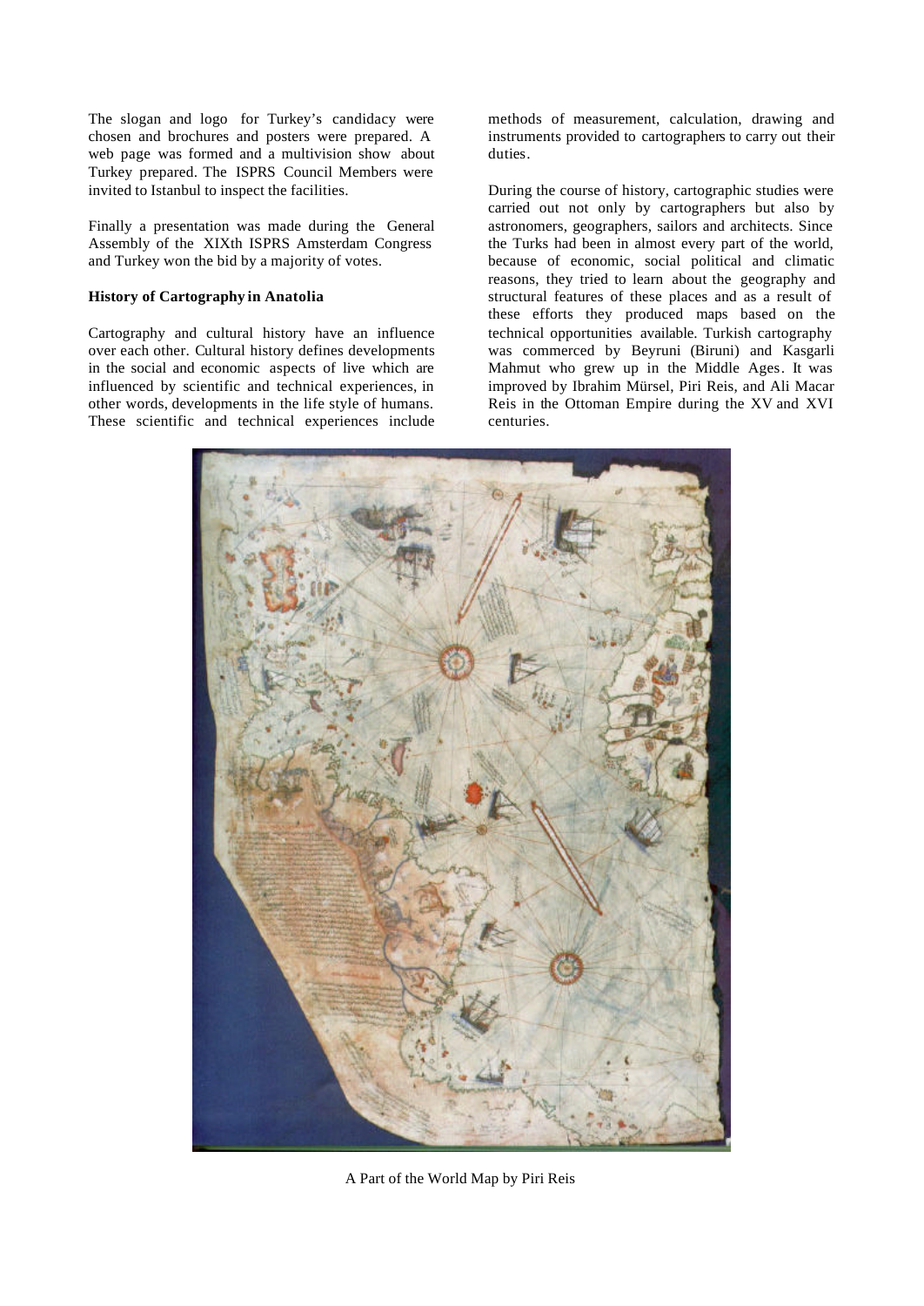The slogan and logo for Turkey's candidacy were chosen and brochures and posters were prepared. A web page was formed and a multivision show about Turkey prepared. The ISPRS Council Members were invited to Istanbul to inspect the facilities.

Finally a presentation was made during the General Assembly of the XIXth ISPRS Amsterdam Congress and Turkey won the bid by a majority of votes.

**History of Cartography in Anatolia**

Cartography and cultural history have an influence over each other. Cultural history defines developments in the social and economic aspects of live which are influenced by scientific and technical experiences, in other words, developments in the life style of humans. These scientific and technical experiences include methods of measurement, calculation, drawing and instruments provided to cartographers to carry out their duties.

During the course of history, cartographic studies were carried out not only by cartographers but also by astronomers, geographers, sailors and architects. Since the Turks had been in almost every part of the world, because of economic, social political and climatic reasons, they tried to learn about the geography and structural features of these places and as a result of these efforts they produced maps based on the technical opportunities available. Turkish cartography was commerced by Beyruni (Biruni) and Kasgarli Mahmut who grew up in the Middle Ages. It was improved by Ibrahim Mürsel, Piri Reis, and Ali Macar Reis in the Ottoman Empire during the XV and XVI centuries.

A Part of the World Map by Piri Reis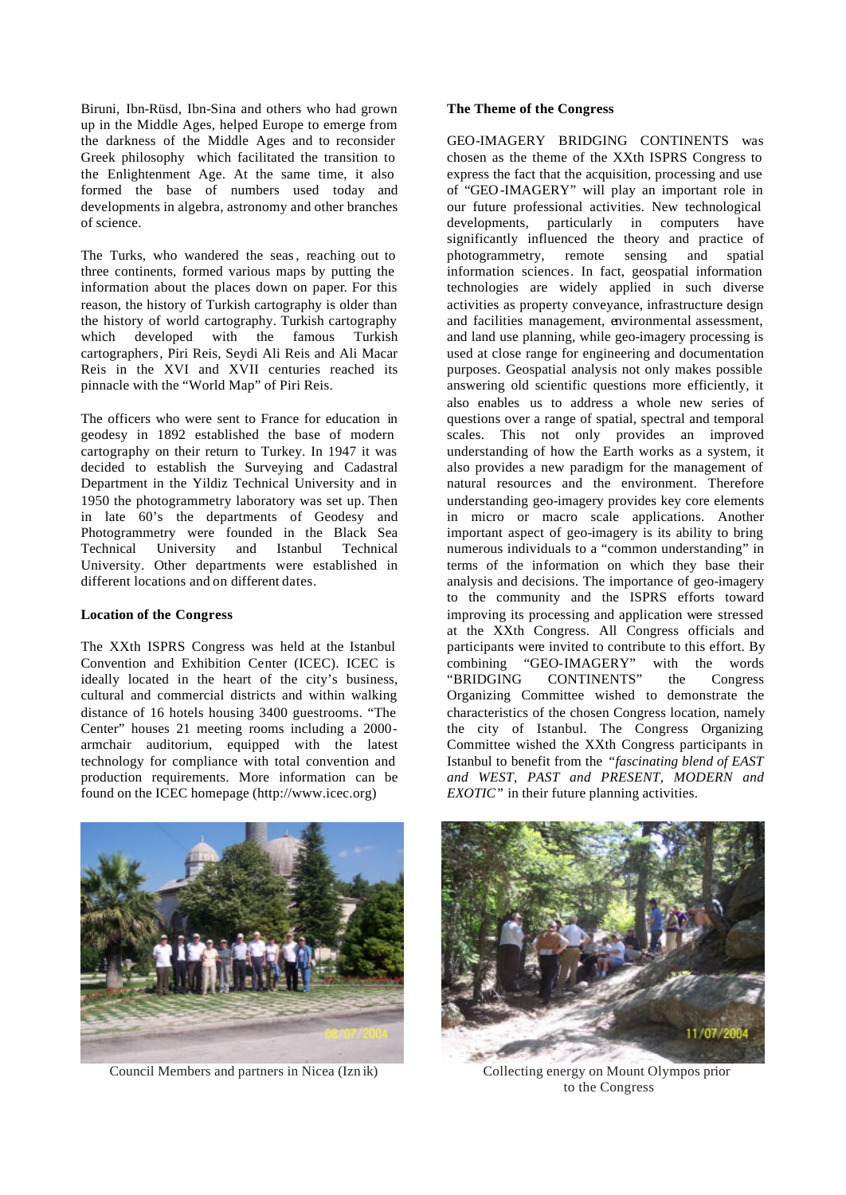Biruni, Ibn-Rüsd, Ibn-Sina and others who had grown up in the Middle Ages, helped Europe to emerge from the darkness of the Middle Ages and to reconsider Greek philosophy which facilitated the transition to the Enlightenment Age. At the same time, it also formed the base of numbers used today and developments in algebra, astronomy and other branches of science.

The Turks, who wandered the seas, reaching out to three continents, formed various maps by putting the information about the places down on paper. For this reason, the history of Turkish cartography is older than the history of world cartography. Turkish cartography which developed with the famous Turkish cartographers, Piri Reis, Seydi Ali Reis and Ali Macar Reis in the XVI and XVII centuries reached its pinnacle with the "World Map" of Piri Reis.

The officers who were sent to France for education in geodesy in 1892 established the base of modern cartography on their return to Turkey. In 1947 it was decided to establish the Surveying and Cadastral Department in the Yildiz Technical University and in 1950 the photogrammetry laboratory was set up. Then in late 60's the departments of Geodesy and Photogrammetry were founded in the Black Sea Technical University and Istanbul Technical University. Other departments were established in different locations and on different dates.

**Location of the Congress**

The XXth ISPRS Congress was held at the Istanbul Convention and Exhibition Center (ICEC). ICEC is ideally located in the heart of the city's business, cultural and commercial districts and within walking distance of 16 hotels housing 3400 guestrooms. "The Center" houses 21 meeting rooms including a 2000-armchair auditorium, equipped with the latest technology for compliance with total convention and production requirements. More information can be found on the ICEC homepage (http://www.icec.org)

**The Theme of the Congress**

GEO-IMAGERY BRIDGING CONTINENTS was chosen as the theme of the XXth ISPRS Congress to express the fact that the acquisition, processing and use of "GEO-IMAGERY" will play an important role in our future professional activities. New technological developments, particularly in computers have significantly influenced the theory and practice of photogrammetry, remote sensing and spatial information sciences. In fact, geospatial information technologies are widely applied in such diverse activities as property conveyance, infrastructure design and facilities management, environmental assessment, and land use planning, while geo-imagery processing is used at close range for engineering and documentation purposes. Geospatial analysis not only makes possible answering old scientific questions more efficiently, it also enables us to address a whole new series of questions over a range of spatial, spectral and temporal scales. This not only provides an improved understanding of how the Earth works as a system, it also provides a new paradigm for the management of natural resources and the environment. Therefore understanding geo-imagery provides key core elements in micro or macro scale applications. Another important aspect of geo-imagery is its ability to bring numerous individuals to a "common understanding" in terms of the information on which they base their analysis and decisions. The importance of geo-imagery to the community and the ISPRS efforts toward improving its processing and application were stressed at the XXth Congress. All Congress officials and participants were invited to contribute to this effort. By combining "GEO-IMAGERY" with the words "BRIDGING CONTINENTS" the Congress Organizing Committee wished to demonstrate the characteristics of the chosen Congress location, namely the city of Istanbul. The Congress Organizing Committee wished the XXth Congress participants in Istanbul to benefit from the *"fascinating blend of EAST and WEST, PAST and PRESENT, MODERN and EXOTIC"* in their future planning activities.

Council Members and partners in Nicea (Iznik)

Collecting energy on Mount Olympos prior to the Congress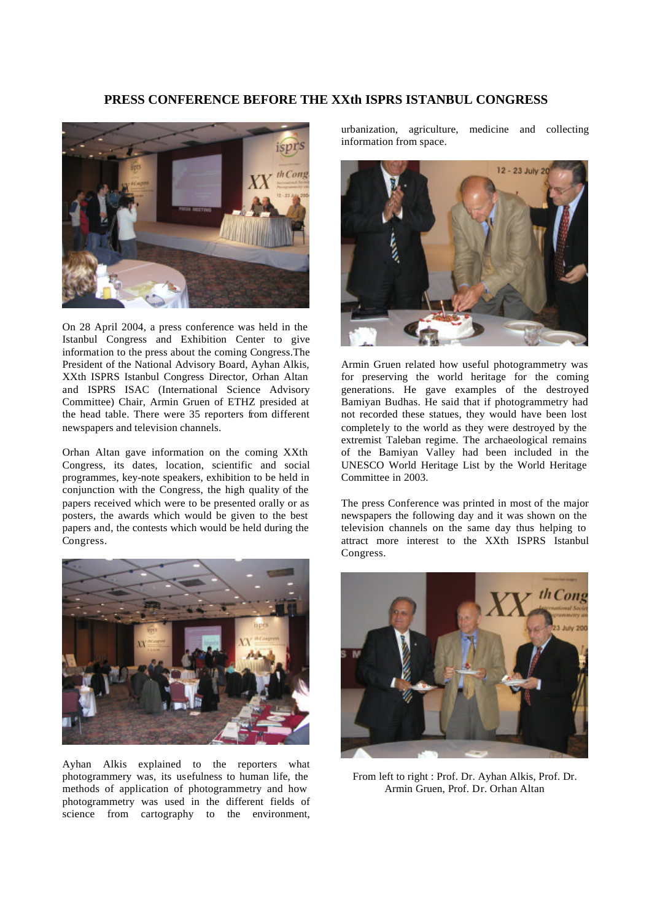## PRESS CONFERENCE BEFORE THE XXth ISPRS ISTANBUL CONGRESS

On 28 April 2004, a press conference was held in the Istanbul Congress and Exhibition Center to give information to the press about the coming Congress.The President of the National Advisory Board, Ayhan Alkis, XXth ISPRS Istanbul Congress Director, Orhan Altan and ISPRS ISAC (International Science Advisory Committee) Chair, Armin Gruen of ETHZ presided at the head table. There were 35 reporters from different newspapers and television channels.

Orhan Altan gave information on the coming XXth Congress, its dates, location, scientific and social programmes, key-note speakers, exhibition to be held in conjunction with the Congress, the high quality of the papers received which were to be presented orally or as posters, the awards which would be given to the best papers and, the contests which would be held during the Congress.

Ayhan Alkis explained to the reporters what photogrammery was, its usefulness to human life, the methods of application of photogrammetry and how photogrammetry was used in the different fields of science from cartography to the environment, urbanization, agriculture, medicine and collecting information from space.

Armin Gruen related how useful photogrammetry was for preserving the world heritage for the coming generations. He gave examples of the destroyed Bamiyan Budhas. He said that if photogrammetry had not recorded these statues, they would have been lost completely to the world as they were destroyed by the extremist Taleban regime. The archaeological remains of the Bamiyan Valley had been included in the UNESCO World Heritage List by the World Heritage Committee in 2003.

The press Conference was printed in most of the major newspapers the following day and it was shown on the television channels on the same day thus helping to attract more interest to the XXth ISPRS Istanbul Congress.

From left to right : Prof. Dr. Ayhan Alkis, Prof. Dr. Armin Gruen, Prof. Dr. Orhan Altan